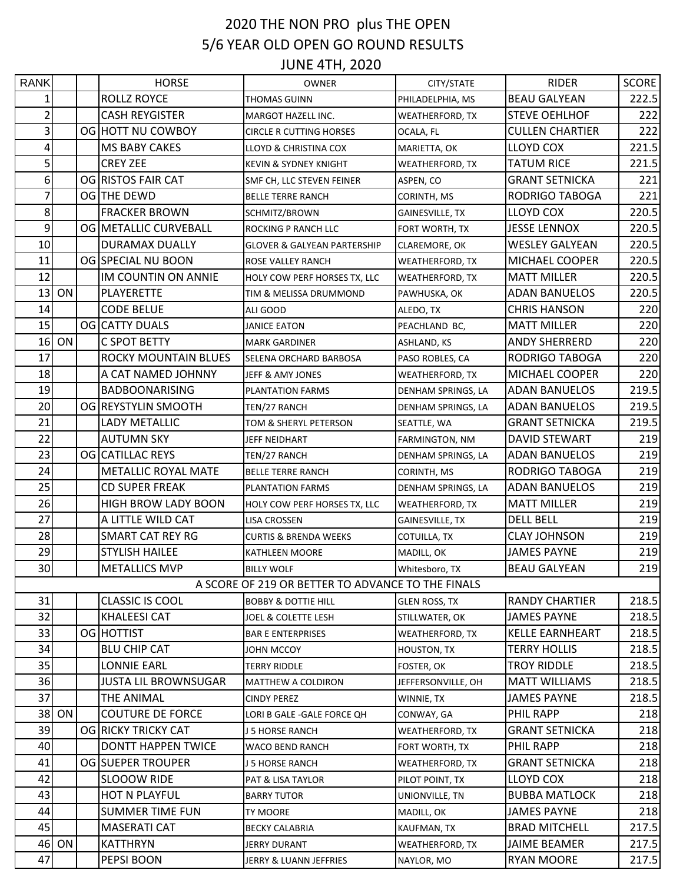# 2020 THE NON PRO plus THE OPEN

## 5/6 YEAR OLD OPEN GO ROUND RESULTS

## JUNE 4TH, 2020

| RANK | | | HORSE | OWNER | CITY/STATE | RIDER | SCORE |
|---|---|---|---|---|---|---|---|
| 1 | | | ROLLZ ROYCE | THOMAS GUINN | PHILADELPHIA, MS | BEAU GALYEAN | 222.5 |
| 2 | | | CASH REYGISTER | MARGOT HAZELL INC. | WEATHERFORD, TX | STEVE OEHLHOF | 222 |
| 3 | | OG | HOTT NU COWBOY | CIRCLE R CUTTING HORSES | OCALA, FL | CULLEN CHARTIER | 222 |
| 4 | | | MS BABY CAKES | LLOYD & CHRISTINA COX | MARIETTA, OK | LLOYD COX | 221.5 |
| 5 | | | CREY ZEE | KEVIN & SYDNEY KNIGHT | WEATHERFORD, TX | TATUM RICE | 221.5 |
| 6 | | OG | RISTOS FAIR CAT | SMF CH, LLC STEVEN FEINER | ASPEN, CO | GRANT SETNICKA | 221 |
| 7 | | OG | THE DEWD | BELLE TERRE RANCH | CORINTH, MS | RODRIGO TABOGA | 221 |
| 8 | | | FRACKER BROWN | SCHMITZ/BROWN | GAINESVILLE, TX | LLOYD COX | 220.5 |
| 9 | | OG | METALLIC CURVEBALL | ROCKING P RANCH LLC | FORT WORTH, TX | JESSE LENNOX | 220.5 |
| 10 | | | DURAMAX DUALLY | GLOVER & GALYEAN PARTERSHIP | CLAREMORE, OK | WESLEY GALYEAN | 220.5 |
| 11 | | OG | SPECIAL NU BOON | ROSE VALLEY RANCH | WEATHERFORD, TX | MICHAEL COOPER | 220.5 |
| 12 | | | IM COUNTIN ON ANNIE | HOLY COW PERF HORSES TX, LLC | WEATHERFORD, TX | MATT MILLER | 220.5 |
| 13 | ON | | PLAYERETTE | TIM & MELISSA DRUMMOND | PAWHUSKA, OK | ADAN BANUELOS | 220.5 |
| 14 | | | CODE BELUE | ALI GOOD | ALEDO, TX | CHRIS HANSON | 220 |
| 15 | | OG | CATTY DUALS | JANICE EATON | PEACHLAND BC, | MATT MILLER | 220 |
| 16 | ON | | C SPOT BETTY | MARK GARDINER | ASHLAND, KS | ANDY SHERRERD | 220 |
| 17 | | | ROCKY MOUNTAIN BLUES | SELENA ORCHARD BARBOSA | PASO ROBLES, CA | RODRIGO TABOGA | 220 |
| 18 | | | A CAT NAMED JOHNNY | JEFF & AMY JONES | WEATHERFORD, TX | MICHAEL COOPER | 220 |
| 19 | | | BADBOONARISING | PLANTATION FARMS | DENHAM SPRINGS, LA | ADAN BANUELOS | 219.5 |
| 20 | | OG | REYSTYLIN SMOOTH | TEN/27 RANCH | DENHAM SPRINGS, LA | ADAN BANUELOS | 219.5 |
| 21 | | | LADY METALLIC | TOM & SHERYL PETERSON | SEATTLE, WA | GRANT SETNICKA | 219.5 |
| 22 | | | AUTUMN SKY | JEFF NEIDHART | FARMINGTON, NM | DAVID STEWART | 219 |
| 23 | | OG | CATILLAC REYS | TEN/27 RANCH | DENHAM SPRINGS, LA | ADAN BANUELOS | 219 |
| 24 | | | METALLIC ROYAL MATE | BELLE TERRE RANCH | CORINTH, MS | RODRIGO TABOGA | 219 |
| 25 | | | CD SUPER FREAK | PLANTATION FARMS | DENHAM SPRINGS, LA | ADAN BANUELOS | 219 |
| 26 | | | HIGH BROW LADY BOON | HOLY COW PERF HORSES TX, LLC | WEATHERFORD, TX | MATT MILLER | 219 |
| 27 | | | A LITTLE WILD CAT | LISA CROSSEN | GAINESVILLE, TX | DELL BELL | 219 |
| 28 | | | SMART CAT REY RG | CURTIS & BRENDA WEEKS | COTUILLA, TX | CLAY JOHNSON | 219 |
| 29 | | | STYLISH HAILEE | KATHLEEN MOORE | MADILL, OK | JAMES PAYNE | 219 |
| 30 | | | METALLICS MVP | BILLY WOLF | Whitesboro, TX | BEAU GALYEAN | 219 |
| | | | A SCORE OF 219 OR BETTER TO ADVANCE TO THE FINALS | | | | |
| 31 | | | CLASSIC IS COOL | BOBBY & DOTTIE HILL | GLEN ROSS, TX | RANDY CHARTIER | 218.5 |
| 32 | | | KHALEESI CAT | JOEL & COLETTE LESH | STILLWATER, OK | JAMES PAYNE | 218.5 |
| 33 | | OG | HOTTIST | BAR E ENTERPRISES | WEATHERFORD, TX | KELLE EARNHEART | 218.5 |
| 34 | | | BLU CHIP CAT | JOHN MCCOY | HOUSTON, TX | TERRY HOLLIS | 218.5 |
| 35 | | | LONNIE EARL | TERRY RIDDLE | FOSTER, OK | TROY RIDDLE | 218.5 |
| 36 | | | JUSTA LIL BROWNSUGAR | MATTHEW A COLDIRON | JEFFERSONVILLE, OH | MATT WILLIAMS | 218.5 |
| 37 | | | THE ANIMAL | CINDY PEREZ | WINNIE, TX | JAMES PAYNE | 218.5 |
| 38 | ON | | COUTURE DE FORCE | LORI B GALE -GALE FORCE QH | CONWAY, GA | PHIL RAPP | 218 |
| 39 | | OG | RICKY TRICKY CAT | J 5 HORSE RANCH | WEATHERFORD, TX | GRANT SETNICKA | 218 |
| 40 | | | DONTT HAPPEN TWICE | WACO BEND RANCH | FORT WORTH, TX | PHIL RAPP | 218 |
| 41 | | OG | SUEPER TROUPER | J 5 HORSE RANCH | WEATHERFORD, TX | GRANT SETNICKA | 218 |
| 42 | | | SLOOOW RIDE | PAT & LISA TAYLOR | PILOT POINT, TX | LLOYD COX | 218 |
| 43 | | | HOT N PLAYFUL | BARRY TUTOR | UNIONVILLE, TN | BUBBA MATLOCK | 218 |
| 44 | | | SUMMER TIME FUN | TY MOORE | MADILL, OK | JAMES PAYNE | 218 |
| 45 | | | MASERATI CAT | BECKY CALABRIA | KAUFMAN, TX | BRAD MITCHELL | 217.5 |
| 46 | ON | | KATTHRYN | JERRY DURANT | WEATHERFORD, TX | JAIME BEAMER | 217.5 |
| 47 | | | PEPSI BOON | JERRY & LUANN JEFFRIES | NAYLOR, MO | RYAN MOORE | 217.5 |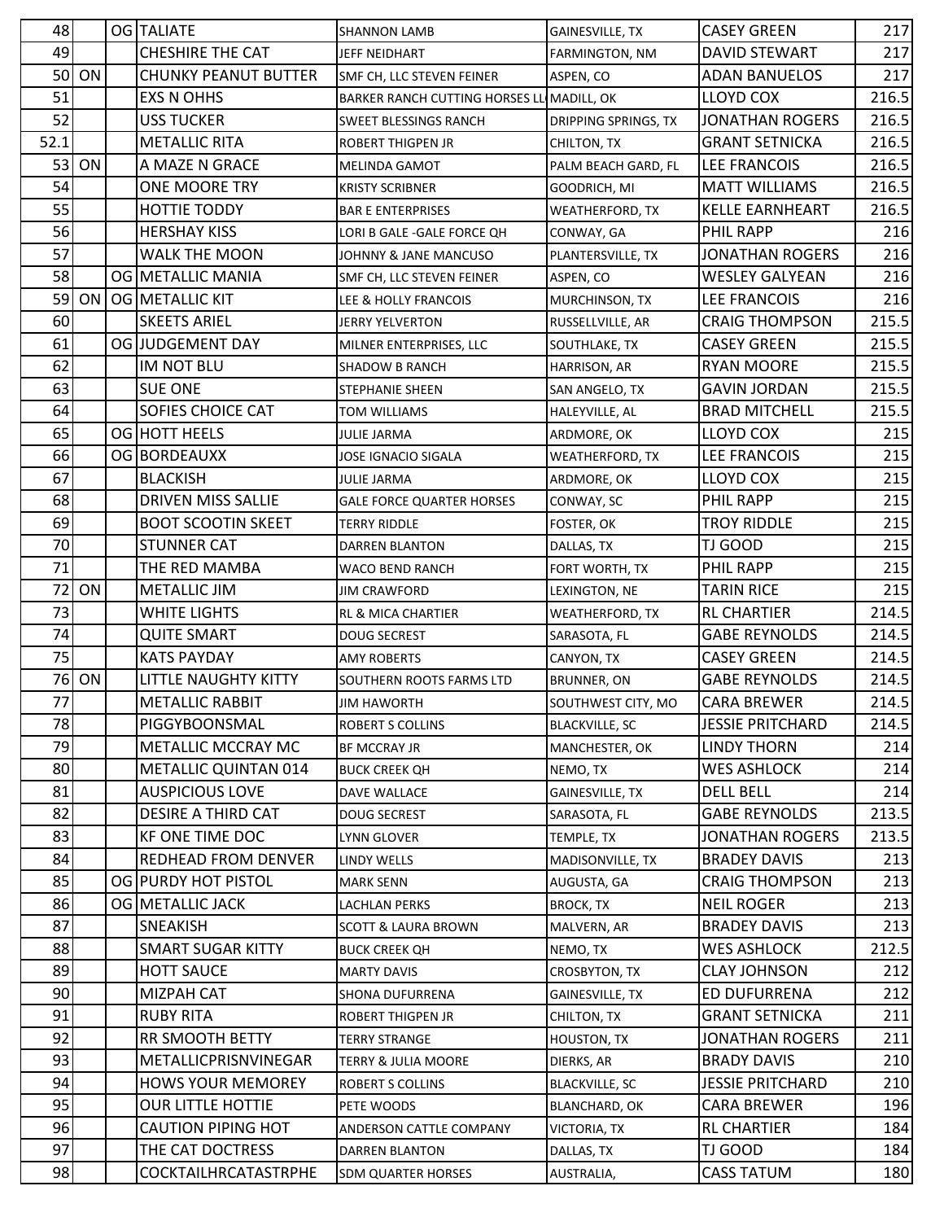| | | | | | | | |
|---|---|---|---|---|---|---|---|
| 48 | | OG | TALIATE | SHANNON LAMB | GAINESVILLE, TX | CASEY GREEN | 217 |
| 49 | | | CHESHIRE THE CAT | JEFF NEIDHART | FARMINGTON, NM | DAVID STEWART | 217 |
| 50 | ON | | CHUNKY PEANUT BUTTER | SMF CH, LLC STEVEN FEINER | ASPEN, CO | ADAN BANUELOS | 217 |
| 51 | | | EXS N OHHS | BARKER RANCH CUTTING HORSES LL | MADILL, OK | LLOYD COX | 216.5 |
| 52 | | | USS TUCKER | SWEET BLESSINGS RANCH | DRIPPING SPRINGS, TX | JONATHAN ROGERS | 216.5 |
| 52.1 | | | METALLIC RITA | ROBERT THIGPEN JR | CHILTON, TX | GRANT SETNICKA | 216.5 |
| 53 | ON | | A MAZE N GRACE | MELINDA GAMOT | PALM BEACH GARD, FL | LEE FRANCOIS | 216.5 |
| 54 | | | ONE MOORE TRY | KRISTY SCRIBNER | GOODRICH, MI | MATT WILLIAMS | 216.5 |
| 55 | | | HOTTIE TODDY | BAR E ENTERPRISES | WEATHERFORD, TX | KELLE EARNHEART | 216.5 |
| 56 | | | HERSHAY KISS | LORI B GALE -GALE FORCE QH | CONWAY, GA | PHIL RAPP | 216 |
| 57 | | | WALK THE MOON | JOHNNY & JANE MANCUSO | PLANTERSVILLE, TX | JONATHAN ROGERS | 216 |
| 58 | | OG | METALLIC MANIA | SMF CH, LLC STEVEN FEINER | ASPEN, CO | WESLEY GALYEAN | 216 |
| 59 | ON | OG | METALLIC KIT | LEE & HOLLY FRANCOIS | MURCHINSON, TX | LEE FRANCOIS | 216 |
| 60 | | | SKEETS ARIEL | JERRY YELVERTON | RUSSELLVILLE, AR | CRAIG THOMPSON | 215.5 |
| 61 | | OG | JUDGEMENT DAY | MILNER ENTERPRISES, LLC | SOUTHLAKE, TX | CASEY GREEN | 215.5 |
| 62 | | | IM NOT BLU | SHADOW B RANCH | HARRISON, AR | RYAN MOORE | 215.5 |
| 63 | | | SUE ONE | STEPHANIE SHEEN | SAN ANGELO, TX | GAVIN JORDAN | 215.5 |
| 64 | | | SOFIES CHOICE CAT | TOM WILLIAMS | HALEYVILLE, AL | BRAD MITCHELL | 215.5 |
| 65 | | OG | HOTT HEELS | JULIE JARMA | ARDMORE, OK | LLOYD COX | 215 |
| 66 | | OG | BORDEAUXX | JOSE IGNACIO SIGALA | WEATHERFORD, TX | LEE FRANCOIS | 215 |
| 67 | | | BLACKISH | JULIE JARMA | ARDMORE, OK | LLOYD COX | 215 |
| 68 | | | DRIVEN MISS SALLIE | GALE FORCE QUARTER HORSES | CONWAY, SC | PHIL RAPP | 215 |
| 69 | | | BOOT SCOOTIN SKEET | TERRY RIDDLE | FOSTER, OK | TROY RIDDLE | 215 |
| 70 | | | STUNNER CAT | DARREN BLANTON | DALLAS, TX | TJ GOOD | 215 |
| 71 | | | THE RED MAMBA | WACO BEND RANCH | FORT WORTH, TX | PHIL RAPP | 215 |
| 72 | ON | | METALLIC JIM | JIM CRAWFORD | LEXINGTON, NE | TARIN RICE | 215 |
| 73 | | | WHITE LIGHTS | RL & MICA CHARTIER | WEATHERFORD, TX | RL CHARTIER | 214.5 |
| 74 | | | QUITE SMART | DOUG SECREST | SARASOTA, FL | GABE REYNOLDS | 214.5 |
| 75 | | | KATS PAYDAY | AMY ROBERTS | CANYON, TX | CASEY GREEN | 214.5 |
| 76 | ON | | LITTLE NAUGHTY KITTY | SOUTHERN ROOTS FARMS LTD | BRUNNER, ON | GABE REYNOLDS | 214.5 |
| 77 | | | METALLIC RABBIT | JIM HAWORTH | SOUTHWEST CITY, MO | CARA BREWER | 214.5 |
| 78 | | | PIGGYBOONSMAL | ROBERT S COLLINS | BLACKVILLE, SC | JESSIE PRITCHARD | 214.5 |
| 79 | | | METALLIC MCCRAY MC | BF MCCRAY JR | MANCHESTER, OK | LINDY THORN | 214 |
| 80 | | | METALLIC QUINTAN 014 | BUCK CREEK QH | NEMO, TX | WES ASHLOCK | 214 |
| 81 | | | AUSPICIOUS LOVE | DAVE WALLACE | GAINESVILLE, TX | DELL BELL | 214 |
| 82 | | | DESIRE A THIRD CAT | DOUG SECREST | SARASOTA, FL | GABE REYNOLDS | 213.5 |
| 83 | | | KF ONE TIME DOC | LYNN GLOVER | TEMPLE, TX | JONATHAN ROGERS | 213.5 |
| 84 | | | REDHEAD FROM DENVER | LINDY WELLS | MADISONVILLE, TX | BRADEY DAVIS | 213 |
| 85 | | OG | PURDY HOT PISTOL | MARK SENN | AUGUSTA, GA | CRAIG THOMPSON | 213 |
| 86 | | OG | METALLIC JACK | LACHLAN PERKS | BROCK, TX | NEIL ROGER | 213 |
| 87 | | | SNEAKISH | SCOTT & LAURA BROWN | MALVERN, AR | BRADEY DAVIS | 213 |
| 88 | | | SMART SUGAR KITTY | BUCK CREEK QH | NEMO, TX | WES ASHLOCK | 212.5 |
| 89 | | | HOTT SAUCE | MARTY DAVIS | CROSBYTON, TX | CLAY JOHNSON | 212 |
| 90 | | | MIZPAH CAT | SHONA DUFURRENA | GAINESVILLE, TX | ED DUFURRENA | 212 |
| 91 | | | RUBY RITA | ROBERT THIGPEN JR | CHILTON, TX | GRANT SETNICKA | 211 |
| 92 | | | RR SMOOTH BETTY | TERRY STRANGE | HOUSTON, TX | JONATHAN ROGERS | 211 |
| 93 | | | METALLICPRISNVINEGAR | TERRY & JULIA MOORE | DIERKS, AR | BRADY DAVIS | 210 |
| 94 | | | HOWS YOUR MEMOREY | ROBERT S COLLINS | BLACKVILLE, SC | JESSIE PRITCHARD | 210 |
| 95 | | | OUR LITTLE HOTTIE | PETE WOODS | BLANCHARD, OK | CARA BREWER | 196 |
| 96 | | | CAUTION PIPING HOT | ANDERSON CATTLE COMPANY | VICTORIA, TX | RL CHARTIER | 184 |
| 97 | | | THE CAT DOCTRESS | DARREN BLANTON | DALLAS, TX | TJ GOOD | 184 |
| 98 | | | COCKTAILHRCATASTRPHE | SDM QUARTER HORSES | AUSTRALIA, | CASS TATUM | 180 |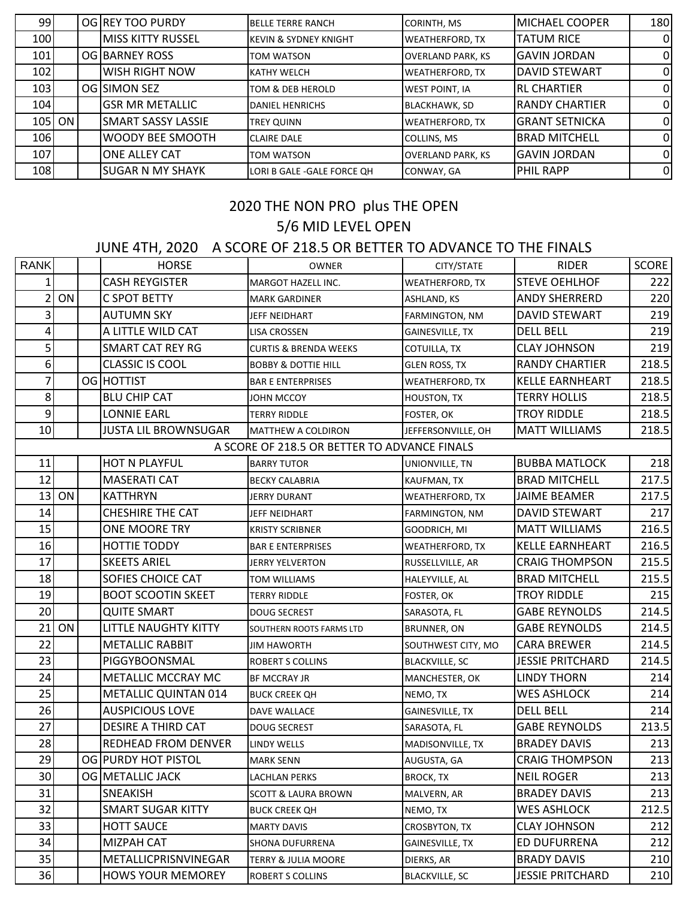| | | | | | | | |
|---|---|---|---|---|---|---|---|
| 99 | | OG | REY TOO PURDY | BELLE TERRE RANCH | CORINTH, MS | MICHAEL COOPER | 180 |
| 100 | | | MISS KITTY RUSSEL | KEVIN & SYDNEY KNIGHT | WEATHERFORD, TX | TATUM RICE | 0 |
| 101 | | OG | BARNEY ROSS | TOM WATSON | OVERLAND PARK, KS | GAVIN JORDAN | 0 |
| 102 | | | WISH RIGHT NOW | KATHY WELCH | WEATHERFORD, TX | DAVID STEWART | 0 |
| 103 | | OG | SIMON SEZ | TOM & DEB HEROLD | WEST POINT, IA | RL CHARTIER | 0 |
| 104 | | | GSR MR METALLIC | DANIEL HENRICHS | BLACKHAWK, SD | RANDY CHARTIER | 0 |
| 105 | ON | | SMART SASSY LASSIE | TREY QUINN | WEATHERFORD, TX | GRANT SETNICKA | 0 |
| 106 | | | WOODY BEE SMOOTH | CLAIRE DALE | COLLINS, MS | BRAD MITCHELL | 0 |
| 107 | | | ONE ALLEY CAT | TOM WATSON | OVERLAND PARK, KS | GAVIN JORDAN | 0 |
| 108 | | | SUGAR N MY SHAYK | LORI B GALE -GALE FORCE QH | CONWAY, GA | PHIL RAPP | 0 |

## 2020 THE NON PRO plus THE OPEN

## 5/6 MID LEVEL OPEN

### JUNE 4TH, 2020 A SCORE OF 218.5 OR BETTER TO ADVANCE TO THE FINALS

| RANK | | | HORSE | OWNER | CITY/STATE | RIDER | SCORE |
|---|---|---|---|---|---|---|---|
| 1 | | | CASH REYGISTER | MARGOT HAZELL INC. | WEATHERFORD, TX | STEVE OEHLHOF | 222 |
| 2 | ON | | C SPOT BETTY | MARK GARDINER | ASHLAND, KS | ANDY SHERRERD | 220 |
| 3 | | | AUTUMN SKY | JEFF NEIDHART | FARMINGTON, NM | DAVID STEWART | 219 |
| 4 | | | A LITTLE WILD CAT | LISA CROSSEN | GAINESVILLE, TX | DELL BELL | 219 |
| 5 | | | SMART CAT REY RG | CURTIS & BRENDA WEEKS | COTUILLA, TX | CLAY JOHNSON | 219 |
| 6 | | | CLASSIC IS COOL | BOBBY & DOTTIE HILL | GLEN ROSS, TX | RANDY CHARTIER | 218.5 |
| 7 | | OG | HOTTIST | BAR E ENTERPRISES | WEATHERFORD, TX | KELLE EARNHEART | 218.5 |
| 8 | | | BLU CHIP CAT | JOHN MCCOY | HOUSTON, TX | TERRY HOLLIS | 218.5 |
| 9 | | | LONNIE EARL | TERRY RIDDLE | FOSTER, OK | TROY RIDDLE | 218.5 |
| 10 | | | JUSTA LIL BROWNSUGAR | MATTHEW A COLDIRON | JEFFERSONVILLE, OH | MATT WILLIAMS | 218.5 |
| A SCORE OF 218.5 OR BETTER TO ADVANCE FINALS | | | | | | | |
| 11 | | | HOT N PLAYFUL | BARRY TUTOR | UNIONVILLE, TN | BUBBA MATLOCK | 218 |
| 12 | | | MASERATI CAT | BECKY CALABRIA | KAUFMAN, TX | BRAD MITCHELL | 217.5 |
| 13 | ON | | KATTHRYN | JERRY DURANT | WEATHERFORD, TX | JAIME BEAMER | 217.5 |
| 14 | | | CHESHIRE THE CAT | JEFF NEIDHART | FARMINGTON, NM | DAVID STEWART | 217 |
| 15 | | | ONE MOORE TRY | KRISTY SCRIBNER | GOODRICH, MI | MATT WILLIAMS | 216.5 |
| 16 | | | HOTTIE TODDY | BAR E ENTERPRISES | WEATHERFORD, TX | KELLE EARNHEART | 216.5 |
| 17 | | | SKEETS ARIEL | JERRY YELVERTON | RUSSELLVILLE, AR | CRAIG THOMPSON | 215.5 |
| 18 | | | SOFIES CHOICE CAT | TOM WILLIAMS | HALEYVILLE, AL | BRAD MITCHELL | 215.5 |
| 19 | | | BOOT SCOOTIN SKEET | TERRY RIDDLE | FOSTER, OK | TROY RIDDLE | 215 |
| 20 | | | QUITE SMART | DOUG SECREST | SARASOTA, FL | GABE REYNOLDS | 214.5 |
| 21 | ON | | LITTLE NAUGHTY KITTY | SOUTHERN ROOTS FARMS LTD | BRUNNER, ON | GABE REYNOLDS | 214.5 |
| 22 | | | METALLIC RABBIT | JIM HAWORTH | SOUTHWEST CITY, MO | CARA BREWER | 214.5 |
| 23 | | | PIGGYBOONSMAL | ROBERT S COLLINS | BLACKVILLE, SC | JESSIE PRITCHARD | 214.5 |
| 24 | | | METALLIC MCCRAY MC | BF MCCRAY JR | MANCHESTER, OK | LINDY THORN | 214 |
| 25 | | | METALLIC QUINTAN 014 | BUCK CREEK QH | NEMO, TX | WES ASHLOCK | 214 |
| 26 | | | AUSPICIOUS LOVE | DAVE WALLACE | GAINESVILLE, TX | DELL BELL | 214 |
| 27 | | | DESIRE A THIRD CAT | DOUG SECREST | SARASOTA, FL | GABE REYNOLDS | 213.5 |
| 28 | | | REDHEAD FROM DENVER | LINDY WELLS | MADISONVILLE, TX | BRADEY DAVIS | 213 |
| 29 | | OG | PURDY HOT PISTOL | MARK SENN | AUGUSTA, GA | CRAIG THOMPSON | 213 |
| 30 | | OG | METALLIC JACK | LACHLAN PERKS | BROCK, TX | NEIL ROGER | 213 |
| 31 | | | SNEAKISH | SCOTT & LAURA BROWN | MALVERN, AR | BRADEY DAVIS | 213 |
| 32 | | | SMART SUGAR KITTY | BUCK CREEK QH | NEMO, TX | WES ASHLOCK | 212.5 |
| 33 | | | HOTT SAUCE | MARTY DAVIS | CROSBYTON, TX | CLAY JOHNSON | 212 |
| 34 | | | MIZPAH CAT | SHONA DUFURRENA | GAINESVILLE, TX | ED DUFURRENA | 212 |
| 35 | | | METALLICPRISNVINEGAR | TERRY & JULIA MOORE | DIERKS, AR | BRADY DAVIS | 210 |
| 36 | | | HOWS YOUR MEMOREY | ROBERT S COLLINS | BLACKVILLE, SC | JESSIE PRITCHARD | 210 |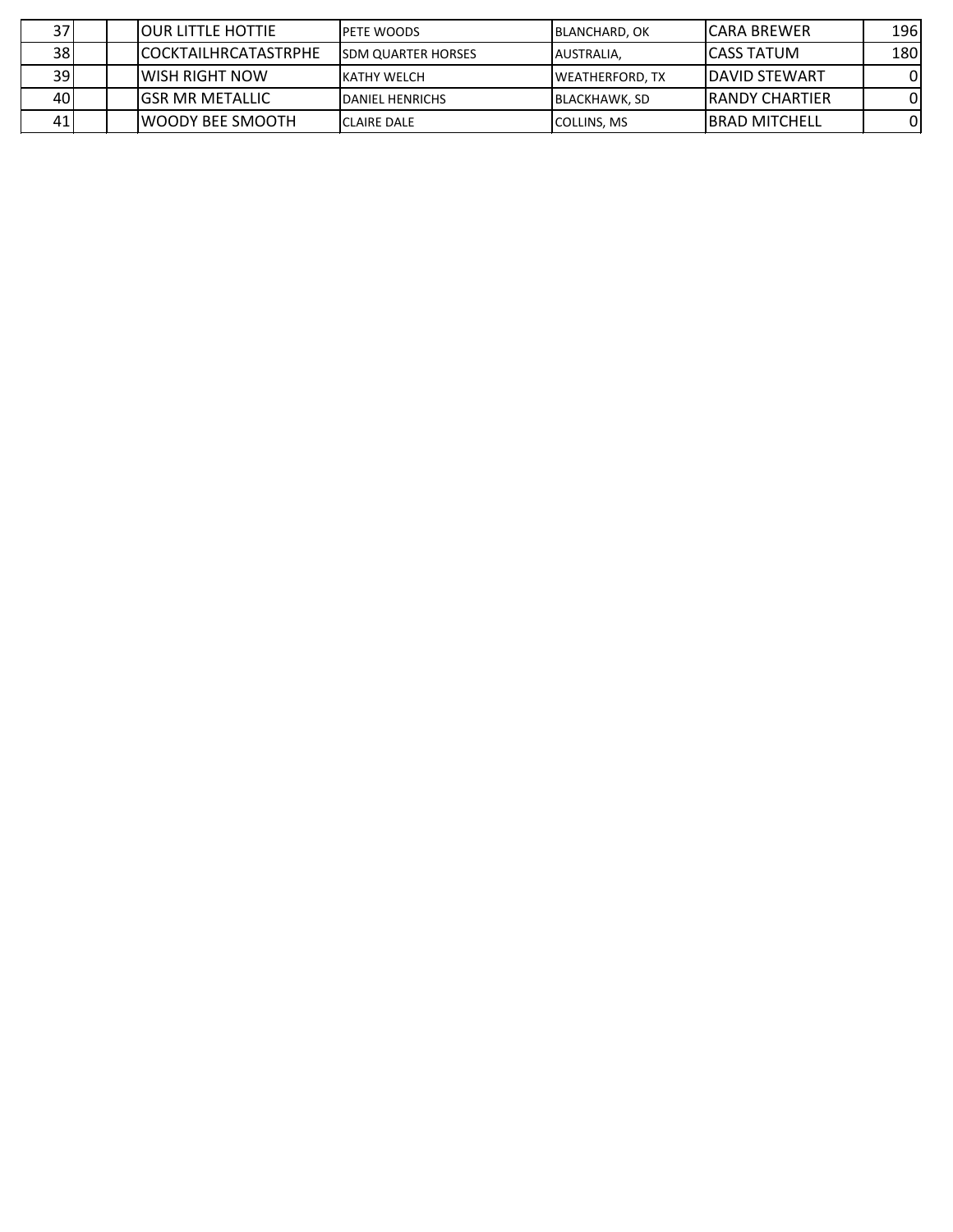| | | | | | | | |
|---|---|---|---|---|---|---|---|
| 37 | | | OUR LITTLE HOTTIE | PETE WOODS | BLANCHARD, OK | CARA BREWER | 196 |
| 38 | | | COCKTAILHRCATASTRPHE | SDM QUARTER HORSES | AUSTRALIA, | CASS TATUM | 180 |
| 39 | | | WISH RIGHT NOW | KATHY WELCH | WEATHERFORD, TX | DAVID STEWART | 0 |
| 40 | | | GSR MR METALLIC | DANIEL HENRICHS | BLACKHAWK, SD | RANDY CHARTIER | 0 |
| 41 | | | WOODY BEE SMOOTH | CLAIRE DALE | COLLINS, MS | BRAD MITCHELL | 0 |